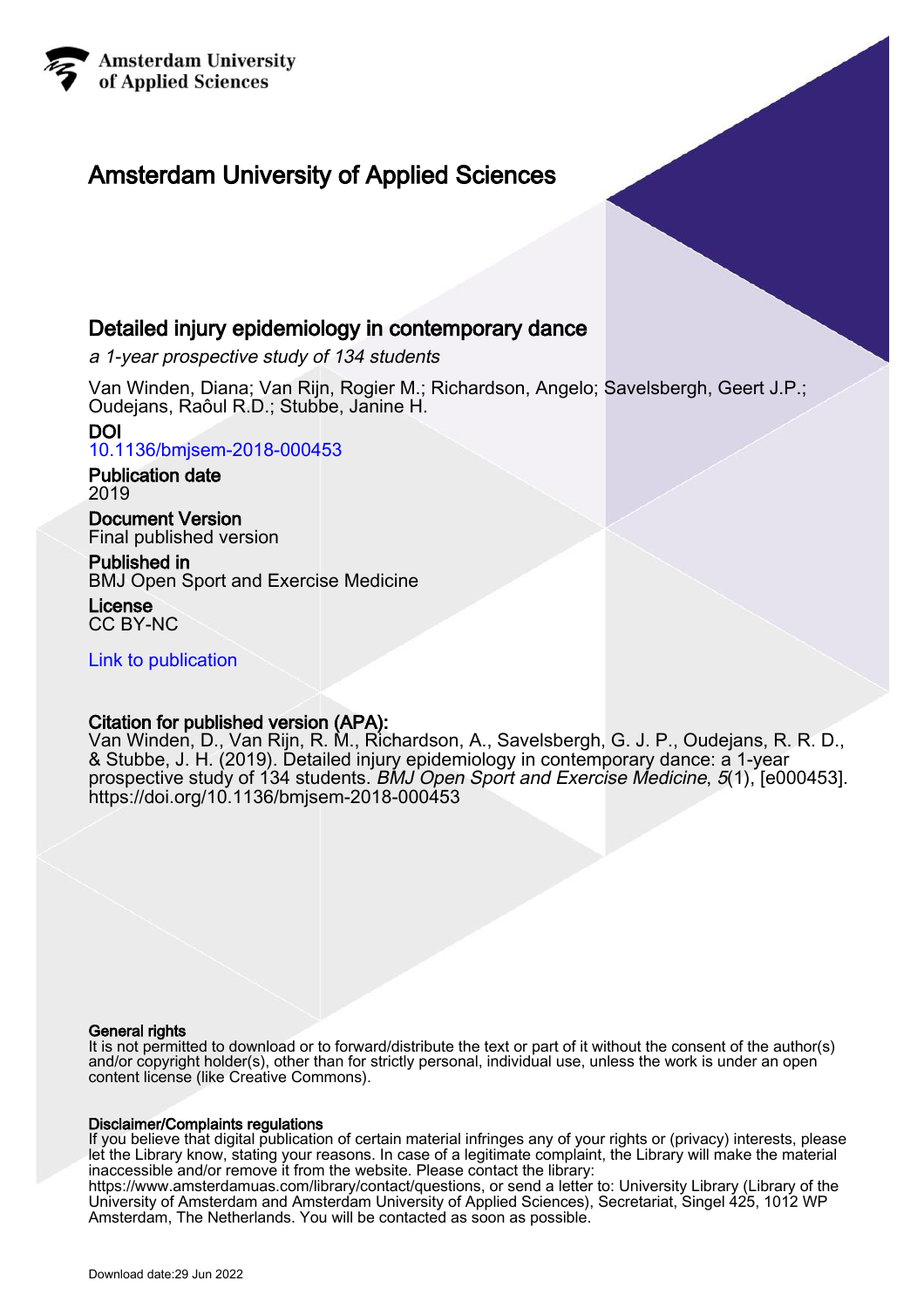Amsterdam University
of Applied Sciences

# Amsterdam University of Applied Sciences

## Detailed injury epidemiology in contemporary dance

*a 1-year prospective study of 134 students*

Van Winden, Diana; Van Rijn, Rogier M.; Richardson, Angelo; Savelsbergh, Geert J.P.; Oudejans, Raôul R.D.; Stubbe, Janine H.

**DOI**
10.1136/bmjsem-2018-000453

**Publication date**
2019

**Document Version**
Final published version

**Published in**
BMJ Open Sport and Exercise Medicine

**License**
CC BY-NC

Link to publication

**Citation for published version (APA):**
Van Winden, D., Van Rijn, R. M., Richardson, A., Savelsbergh, G. J. P., Oudejans, R. R. D., & Stubbe, J. H. (2019). Detailed injury epidemiology in contemporary dance: a 1-year prospective study of 134 students. *BMJ Open Sport and Exercise Medicine*, *5*(1), [e000453]. https://doi.org/10.1136/bmjsem-2018-000453

**General rights**
It is not permitted to download or to forward/distribute the text or part of it without the consent of the author(s) and/or copyright holder(s), other than for strictly personal, individual use, unless the work is under an open content license (like Creative Commons).

**Disclaimer/Complaints regulations**
If you believe that digital publication of certain material infringes any of your rights or (privacy) interests, please let the Library know, stating your reasons. In case of a legitimate complaint, the Library will make the material inaccessible and/or remove it from the website. Please contact the library:
https://www.amsterdamuas.com/library/contact/questions, or send a letter to: University Library (Library of the University of Amsterdam and Amsterdam University of Applied Sciences), Secretariat, Singel 425, 1012 WP Amsterdam, The Netherlands. You will be contacted as soon as possible.

Download date:29 Jun 2022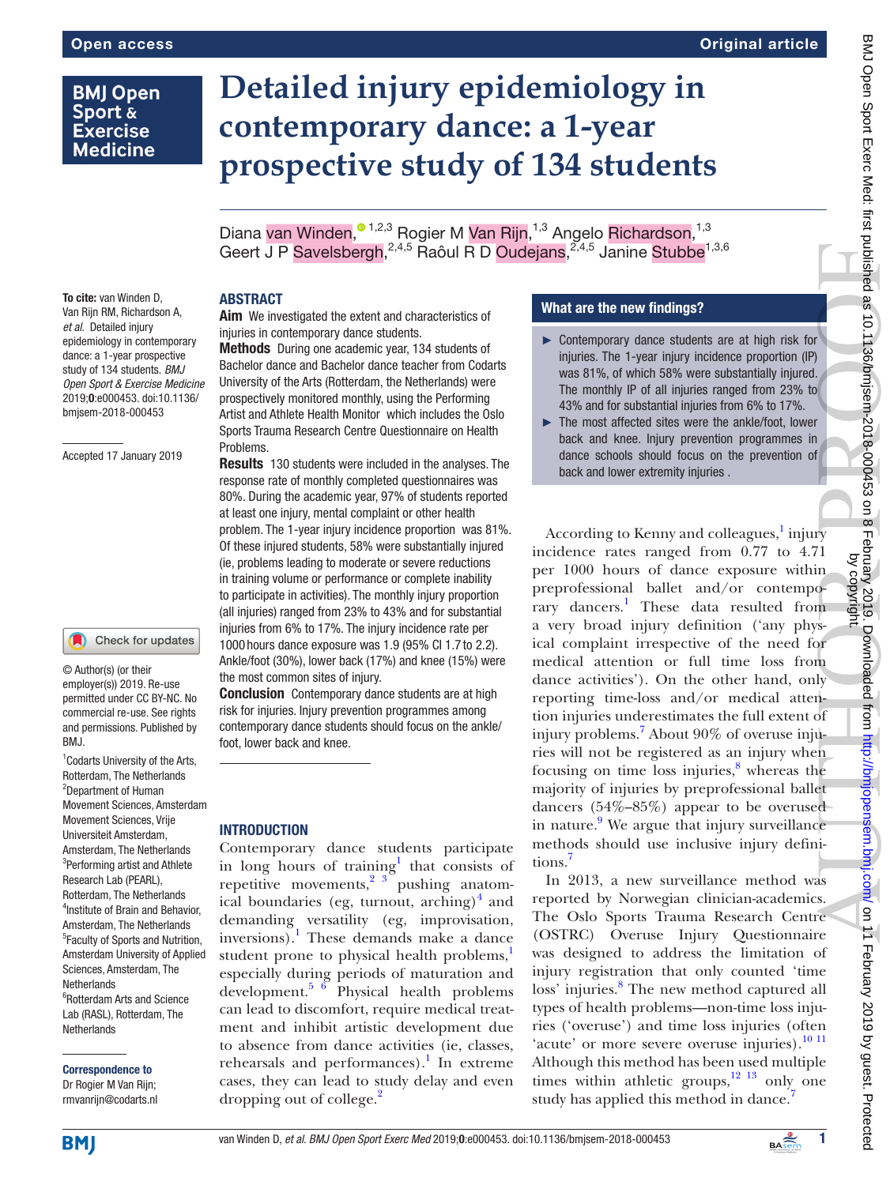# Detailed injury epidemiology in contemporary dance: a 1-year prospective study of 134 students

Diana van Winden,[1,2,3] Rogier M Van Rijn,[1,3] Angelo Richardson,[1,3] Geert J P Savelsbergh,[2,4,5] Raôul R D Oudejans,[2,4,5] Janine Stubbe[1,3,6]

**To cite:** van Winden D, Van Rijn RM, Richardson A, *et al*. Detailed injury epidemiology in contemporary dance: a 1-year prospective study of 134 students. *BMJ Open Sport & Exercise Medicine* 2019;**0**:e000453. doi:10.1136/bmjsem-2018-000453

Accepted 17 January 2019

© Author(s) (or their employer(s)) 2019. Re-use permitted under CC BY-NC. No commercial re-use. See rights and permissions. Published by BMJ.

[1]Codarts University of the Arts, Rotterdam, The Netherlands
[2]Department of Human Movement Sciences, Amsterdam Movement Sciences, Vrije Universiteit Amsterdam, Amsterdam, The Netherlands
[3]Performing artist and Athlete Research Lab (PEARL), Rotterdam, The Netherlands
[4]Institute of Brain and Behavior, Amsterdam, The Netherlands
[5]Faculty of Sports and Nutrition, Amsterdam University of Applied Sciences, Amsterdam, The Netherlands
[6]Rotterdam Arts and Science Lab (RASL), Rotterdam, The Netherlands

**Correspondence to**
Dr Rogier M Van Rijn; rmvanrijn@codarts.nl

## ABSTRACT

**Aim** We investigated the extent and characteristics of injuries in contemporary dance students.

**Methods** During one academic year, 134 students of Bachelor dance and Bachelor dance teacher from Codarts University of the Arts (Rotterdam, the Netherlands) were prospectively monitored monthly, using the Performing Artist and Athlete Health Monitor which includes the Oslo Sports Trauma Research Centre Questionnaire on Health Problems.

**Results** 130 students were included in the analyses. The response rate of monthly completed questionnaires was 80%. During the academic year, 97% of students reported at least one injury, mental complaint or other health problem. The 1-year injury incidence proportion was 81%. Of these injured students, 58% were substantially injured (ie, problems leading to moderate or severe reductions in training volume or performance or complete inability to participate in activities). The monthly injury proportion (all injuries) ranged from 23% to 43% and for substantial injuries from 6% to 17%. The injury incidence rate per 1000 hours dance exposure was 1.9 (95% CI 1.7 to 2.2). Ankle/foot (30%), lower back (17%) and knee (15%) were the most common sites of injury.

**Conclusion** Contemporary dance students are at high risk for injuries. Injury prevention programmes among contemporary dance students should focus on the ankle/foot, lower back and knee.

## What are the new findings?

- Contemporary dance students are at high risk for injuries. The 1-year injury incidence proportion (IP) was 81%, of which 58% were substantially injured. The monthly IP of all injuries ranged from 23% to 43% and for substantial injuries from 6% to 17%.
- The most affected sites were the ankle/foot, lower back and knee. Injury prevention programmes in dance schools should focus on the prevention of back and lower extremity injuries .

## INTRODUCTION

Contemporary dance students participate in long hours of training[1] that consists of repetitive movements,[2 3] pushing anatomical boundaries (eg, turnout, arching)[4] and demanding versatility (eg, improvisation, inversions).[1] These demands make a dance student prone to physical health problems,[1] especially during periods of maturation and development.[5 6] Physical health problems can lead to discomfort, require medical treatment and inhibit artistic development due to absence from dance activities (ie, classes, rehearsals and performances).[1] In extreme cases, they can lead to study delay and even dropping out of college.[2]

According to Kenny and colleagues,[1] injury incidence rates ranged from 0.77 to 4.71 per 1000 hours of dance exposure within preprofessional ballet and/or contemporary dancers.[1] These data resulted from a very broad injury definition ('any physical complaint irrespective of the need for medical attention or full time loss from dance activities'). On the other hand, only reporting time-loss and/or medical attention injuries underestimates the full extent of injury problems.[7] About 90% of overuse injuries will not be registered as an injury when focusing on time loss injuries,[8] whereas the majority of injuries by preprofessional ballet dancers (54%–85%) appear to be overused in nature.[9] We argue that injury surveillance methods should use inclusive injury definitions.[7]

In 2013, a new surveillance method was reported by Norwegian clinician-academics. The Oslo Sports Trauma Research Centre (OSTRC) Overuse Injury Questionnaire was designed to address the limitation of injury registration that only counted 'time loss' injuries.[8] The new method captured all types of health problems—non-time loss injuries ('overuse') and time loss injuries (often 'acute' or more severe overuse injuries).[10 11] Although this method has been used multiple times within athletic groups,[12 13] only one study has applied this method in dance.[7]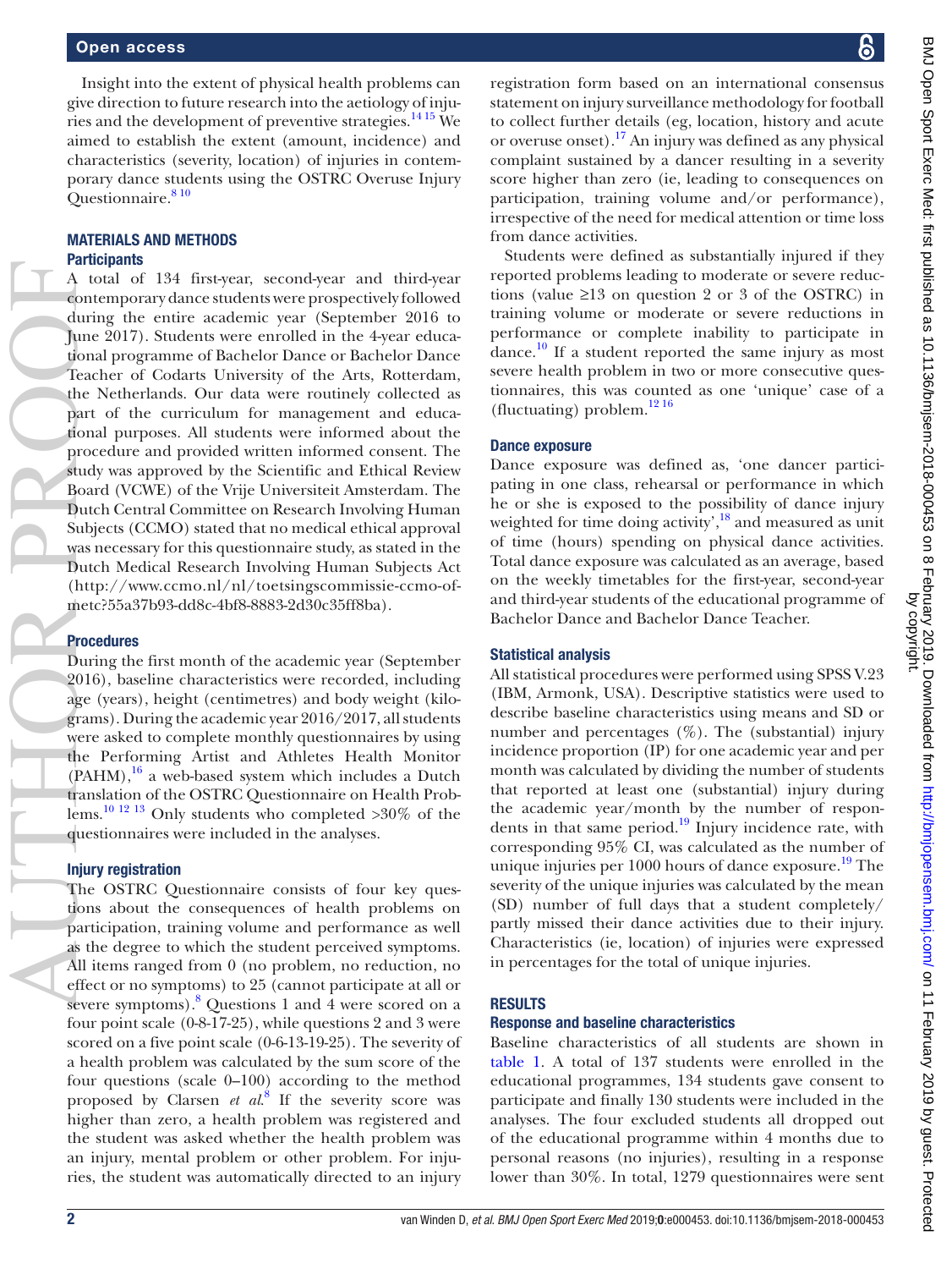Insight into the extent of physical health problems can give direction to future research into the aetiology of injuries and the development of preventive strategies.[14,15] We aimed to establish the extent (amount, incidence) and characteristics (severity, location) of injuries in contemporary dance students using the OSTRC Overuse Injury Questionnaire.[8,10]

## MATERIALS AND METHODS

### Participants

A total of 134 first-year, second-year and third-year contemporary dance students were prospectively followed during the entire academic year (September 2016 to June 2017). Students were enrolled in the 4-year educational programme of Bachelor Dance or Bachelor Dance Teacher of Codarts University of the Arts, Rotterdam, the Netherlands. Our data were routinely collected as part of the curriculum for management and educational purposes. All students were informed about the procedure and provided written informed consent. The study was approved by the Scientific and Ethical Review Board (VCWE) of the Vrije Universiteit Amsterdam. The Dutch Central Committee on Research Involving Human Subjects (CCMO) stated that no medical ethical approval was necessary for this questionnaire study, as stated in the Dutch Medical Research Involving Human Subjects Act (http://www.ccmo.nl/nl/toetsingscommissie-ccmo-of-metc?55a37b93-dd8c-4bf8-8883-2d30c35ff8ba).

### Procedures

During the first month of the academic year (September 2016), baseline characteristics were recorded, including age (years), height (centimetres) and body weight (kilograms). During the academic year 2016/2017, all students were asked to complete monthly questionnaires by using the Performing Artist and Athletes Health Monitor (PAHM),[16] a web-based system which includes a Dutch translation of the OSTRC Questionnaire on Health Problems.[10,12,13] Only students who completed >30% of the questionnaires were included in the analyses.

### Injury registration

The OSTRC Questionnaire consists of four key questions about the consequences of health problems on participation, training volume and performance as well as the degree to which the student perceived symptoms. All items ranged from 0 (no problem, no reduction, no effect or no symptoms) to 25 (cannot participate at all or severe symptoms).[8] Questions 1 and 4 were scored on a four point scale (0-8-17-25), while questions 2 and 3 were scored on a five point scale (0-6-13-19-25). The severity of a health problem was calculated by the sum score of the four questions (scale 0–100) according to the method proposed by Clarsen *et al*.[8] If the severity score was higher than zero, a health problem was registered and the student was asked whether the health problem was an injury, mental problem or other problem. For injuries, the student was automatically directed to an injury registration form based on an international consensus statement on injury surveillance methodology for football to collect further details (eg, location, history and acute or overuse onset).[17] An injury was defined as any physical complaint sustained by a dancer resulting in a severity score higher than zero (ie, leading to consequences on participation, training volume and/or performance), irrespective of the need for medical attention or time loss from dance activities.

Students were defined as substantially injured if they reported problems leading to moderate or severe reductions (value ≥13 on question 2 or 3 of the OSTRC) in training volume or moderate or severe reductions in performance or complete inability to participate in dance.[10] If a student reported the same injury as most severe health problem in two or more consecutive questionnaires, this was counted as one 'unique' case of a (fluctuating) problem.[12,16]

### Dance exposure

Dance exposure was defined as, 'one dancer participating in one class, rehearsal or performance in which he or she is exposed to the possibility of dance injury weighted for time doing activity',[18] and measured as unit of time (hours) spending on physical dance activities. Total dance exposure was calculated as an average, based on the weekly timetables for the first-year, second-year and third-year students of the educational programme of Bachelor Dance and Bachelor Dance Teacher.

### Statistical analysis

All statistical procedures were performed using SPSS V.23 (IBM, Armonk, USA). Descriptive statistics were used to describe baseline characteristics using means and SD or number and percentages (%). The (substantial) injury incidence proportion (IP) for one academic year and per month was calculated by dividing the number of students that reported at least one (substantial) injury during the academic year/month by the number of respondents in that same period.[19] Injury incidence rate, with corresponding 95% CI, was calculated as the number of unique injuries per 1000 hours of dance exposure.[19] The severity of the unique injuries was calculated by the mean (SD) number of full days that a student completely/partly missed their dance activities due to their injury. Characteristics (ie, location) of injuries were expressed in percentages for the total of unique injuries.

## RESULTS

### Response and baseline characteristics

Baseline characteristics of all students are shown in table 1. A total of 137 students were enrolled in the educational programmes, 134 students gave consent to participate and finally 130 students were included in the analyses. The four excluded students all dropped out of the educational programme within 4 months due to personal reasons (no injuries), resulting in a response lower than 30%. In total, 1279 questionnaires were sent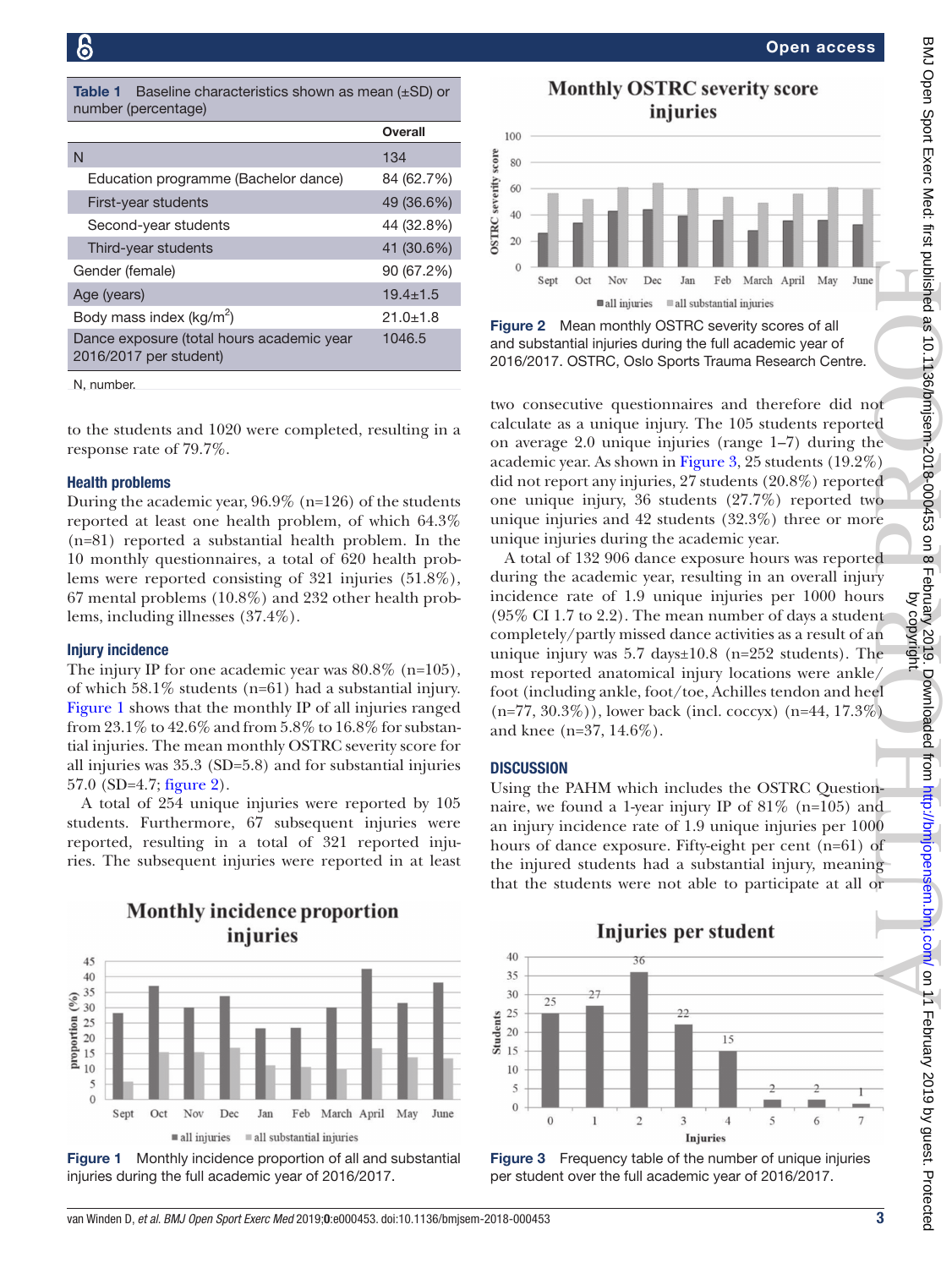**Table 1** Baseline characteristics shown as mean (±SD) or number (percentage)

| | Overall |
|---|---|
| N | 134 |
| Education programme (Bachelor dance) | 84 (62.7%) |
| First-year students | 49 (36.6%) |
| Second-year students | 44 (32.8%) |
| Third-year students | 41 (30.6%) |
| Gender (female) | 90 (67.2%) |
| Age (years) | 19.4±1.5 |
| Body mass index (kg/m$^2$) | 21.0±1.8 |
| Dance exposure (total hours academic year 2016/2017 per student) | 1046.5 |

N, number.

to the students and 1020 were completed, resulting in a response rate of 79.7%.

### Health problems

During the academic year, 96.9% (n=126) of the students reported at least one health problem, of which 64.3% (n=81) reported a substantial health problem. In the 10 monthly questionnaires, a total of 620 health problems were reported consisting of 321 injuries (51.8%), 67 mental problems (10.8%) and 232 other health problems, including illnesses (37.4%).

### Injury incidence

The injury IP for one academic year was 80.8% (n=105), of which 58.1% students (n=61) had a substantial injury. Figure 1 shows that the monthly IP of all injuries ranged from 23.1% to 42.6% and from 5.8% to 16.8% for substantial injuries. The mean monthly OSTRC severity score for all injuries was 35.3 (SD=5.8) and for substantial injuries 57.0 (SD=4.7; figure 2).

A total of 254 unique injuries were reported by 105 students. Furthermore, 67 subsequent injuries were reported, resulting in a total of 321 reported injuries. The subsequent injuries were reported in at least two consecutive questionnaires and therefore did not calculate as a unique injury. The 105 students reported on average 2.0 unique injuries (range 1–7) during the academic year. As shown in Figure 3, 25 students (19.2%) did not report any injuries, 27 students (20.8%) reported one unique injury, 36 students (27.7%) reported two unique injuries and 42 students (32.3%) three or more unique injuries during the academic year.

A total of 132 906 dance exposure hours was reported during the academic year, resulting in an overall injury incidence rate of 1.9 unique injuries per 1000 hours (95% CI 1.7 to 2.2). The mean number of days a student completely/partly missed dance activities as a result of an unique injury was 5.7 days±10.8 (n=252 students). The most reported anatomical injury locations were ankle/foot (including ankle, foot/toe, Achilles tendon and heel (n=77, 30.3%)), lower back (incl. coccyx) (n=44, 17.3%) and knee (n=37, 14.6%).

Figure 1 Monthly incidence proportion of all and substantial injuries during the full academic year of 2016/2017.

Figure 2 Mean monthly OSTRC severity scores of all and substantial injuries during the full academic year of 2016/2017. OSTRC, Oslo Sports Trauma Research Centre.

## DISCUSSION

Using the PAHM which includes the OSTRC Questionnaire, we found a 1-year injury IP of 81% (n=105) and an injury incidence rate of 1.9 unique injuries per 1000 hours of dance exposure. Fifty-eight per cent (n=61) of the injured students had a substantial injury, meaning that the students were not able to participate at all or

Figure 3 Frequency table of the number of unique injuries per student over the full academic year of 2016/2017.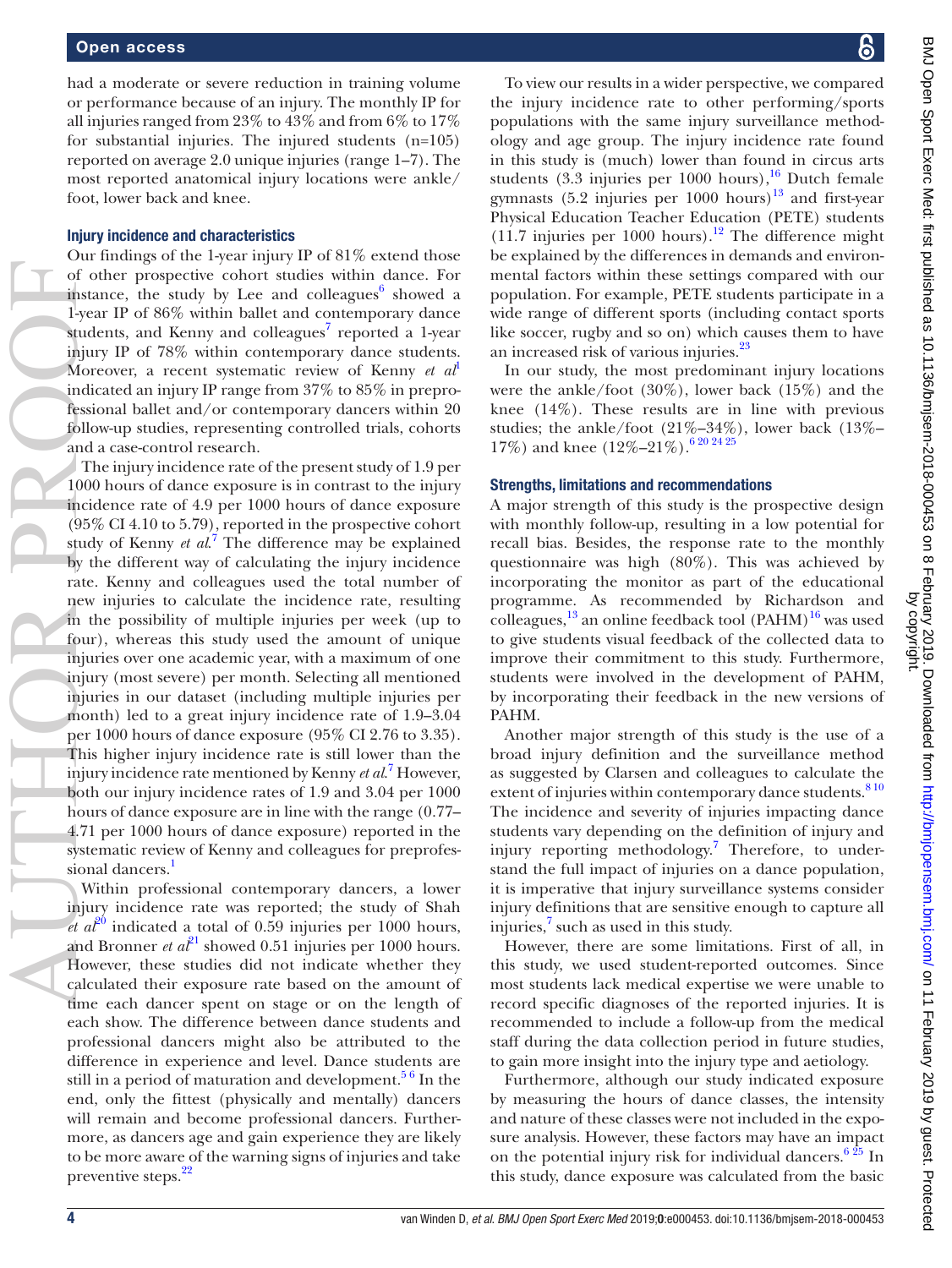had a moderate or severe reduction in training volume or performance because of an injury. The monthly IP for all injuries ranged from 23% to 43% and from 6% to 17% for substantial injuries. The injured students (n=105) reported on average 2.0 unique injuries (range 1–7). The most reported anatomical injury locations were ankle/foot, lower back and knee.

### Injury incidence and characteristics

Our findings of the 1-year injury IP of 81% extend those of other prospective cohort studies within dance. For instance, the study by Lee and colleagues[6] showed a 1-year IP of 86% within ballet and contemporary dance students, and Kenny and colleagues[7] reported a 1-year injury IP of 78% within contemporary dance students. Moreover, a recent systematic review of Kenny *et al*[1] indicated an injury IP range from 37% to 85% in preprofessional ballet and/or contemporary dancers within 20 follow-up studies, representing controlled trials, cohorts and a case-control research.

The injury incidence rate of the present study of 1.9 per 1000 hours of dance exposure is in contrast to the injury incidence rate of 4.9 per 1000 hours of dance exposure (95% CI 4.10 to 5.79), reported in the prospective cohort study of Kenny *et al*.[7] The difference may be explained by the different way of calculating the injury incidence rate. Kenny and colleagues used the total number of new injuries to calculate the incidence rate, resulting in the possibility of multiple injuries per week (up to four), whereas this study used the amount of unique injuries over one academic year, with a maximum of one injury (most severe) per month. Selecting all mentioned injuries in our dataset (including multiple injuries per month) led to a great injury incidence rate of 1.9–3.04 per 1000 hours of dance exposure (95% CI 2.76 to 3.35). This higher injury incidence rate is still lower than the injury incidence rate mentioned by Kenny *et al*.[7] However, both our injury incidence rates of 1.9 and 3.04 per 1000 hours of dance exposure are in line with the range (0.77–4.71 per 1000 hours of dance exposure) reported in the systematic review of Kenny and colleagues for preprofessional dancers.[1]

Within professional contemporary dancers, a lower injury incidence rate was reported; the study of Shah *et al*[20] indicated a total of 0.59 injuries per 1000 hours, and Bronner *et al*[21] showed 0.51 injuries per 1000 hours. However, these studies did not indicate whether they calculated their exposure rate based on the amount of time each dancer spent on stage or on the length of each show. The difference between dance students and professional dancers might also be attributed to the difference in experience and level. Dance students are still in a period of maturation and development.[5,6] In the end, only the fittest (physically and mentally) dancers will remain and become professional dancers. Furthermore, as dancers age and gain experience they are likely to be more aware of the warning signs of injuries and take preventive steps.[22]

To view our results in a wider perspective, we compared the injury incidence rate to other performing/sports populations with the same injury surveillance methodology and age group. The injury incidence rate found in this study is (much) lower than found in circus arts students (3.3 injuries per 1000 hours),[16] Dutch female gymnasts (5.2 injuries per 1000 hours)[13] and first-year Physical Education Teacher Education (PETE) students (11.7 injuries per 1000 hours).[12] The difference might be explained by the differences in demands and environmental factors within these settings compared with our population. For example, PETE students participate in a wide range of different sports (including contact sports like soccer, rugby and so on) which causes them to have an increased risk of various injuries.[23]

In our study, the most predominant injury locations were the ankle/foot (30%), lower back (15%) and the knee (14%). These results are in line with previous studies; the ankle/foot (21%–34%), lower back (13%–17%) and knee (12%–21%).[6,20,24,25]

### Strengths, limitations and recommendations

A major strength of this study is the prospective design with monthly follow-up, resulting in a low potential for recall bias. Besides, the response rate to the monthly questionnaire was high (80%). This was achieved by incorporating the monitor as part of the educational programme. As recommended by Richardson and colleagues,[13] an online feedback tool (PAHM)[16] was used to give students visual feedback of the collected data to improve their commitment to this study. Furthermore, students were involved in the development of PAHM, by incorporating their feedback in the new versions of PAHM.

Another major strength of this study is the use of a broad injury definition and the surveillance method as suggested by Clarsen and colleagues to calculate the extent of injuries within contemporary dance students.[8,10] The incidence and severity of injuries impacting dance students vary depending on the definition of injury and injury reporting methodology.[7] Therefore, to understand the full impact of injuries on a dance population, it is imperative that injury surveillance systems consider injury definitions that are sensitive enough to capture all injuries,[7] such as used in this study.

However, there are some limitations. First of all, in this study, we used student-reported outcomes. Since most students lack medical expertise we were unable to record specific diagnoses of the reported injuries. It is recommended to include a follow-up from the medical staff during the data collection period in future studies, to gain more insight into the injury type and aetiology.

Furthermore, although our study indicated exposure by measuring the hours of dance classes, the intensity and nature of these classes were not included in the exposure analysis. However, these factors may have an impact on the potential injury risk for individual dancers.[6,25] In this study, dance exposure was calculated from the basic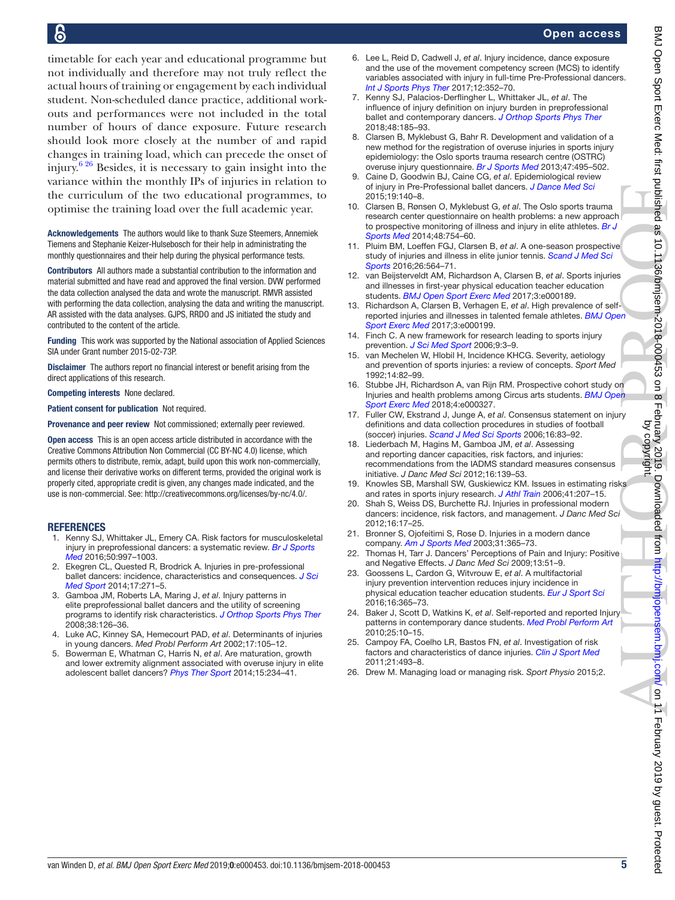timetable for each year and educational programme but not individually and therefore may not truly reflect the actual hours of training or engagement by each individual student. Non-scheduled dance practice, additional workouts and performances were not included in the total number of hours of dance exposure. Future research should look more closely at the number of and rapid changes in training load, which can precede the onset of injury.[6 26] Besides, it is necessary to gain insight into the variance within the monthly IPs of injuries in relation to the curriculum of the two educational programmes, to optimise the training load over the full academic year.

**Acknowledgements** The authors would like to thank Suze Steemers, Annemiek Tiemens and Stephanie Keizer-Hulsebosch for their help in administrating the monthly questionnaires and their help during the physical performance tests.

**Contributors** All authors made a substantial contribution to the information and material submitted and have read and approved the final version. DVW performed the data collection analysed the data and wrote the manuscript. RMVR assisted with performing the data collection, analysing the data and writing the manuscript. AR assisted with the data analyses. GJPS, RRDO and JS initiated the study and contributed to the content of the article.

**Funding** This work was supported by the National association of Applied Sciences SIA under Grant number 2015-02-73P.

**Disclaimer** The authors report no financial interest or benefit arising from the direct applications of this research.

**Competing interests** None declared.

**Patient consent for publication** Not required.

**Provenance and peer review** Not commissioned; externally peer reviewed.

**Open access** This is an open access article distributed in accordance with the Creative Commons Attribution Non Commercial (CC BY-NC 4.0) license, which permits others to distribute, remix, adapt, build upon this work non-commercially, and license their derivative works on different terms, provided the original work is properly cited, appropriate credit is given, any changes made indicated, and the use is non-commercial. See: http://creativecommons.org/licenses/by-nc/4.0/.

## REFERENCES

1. Kenny SJ, Whittaker JL, Emery CA. Risk factors for musculoskeletal injury in preprofessional dancers: a systematic review. *Br J Sports Med* 2016;50:997–1003.
2. Ekegren CL, Quested R, Brodrick A. Injuries in pre-professional ballet dancers: incidence, characteristics and consequences. *J Sci Med Sport* 2014;17:271–5.
3. Gamboa JM, Roberts LA, Maring J, *et al*. Injury patterns in elite preprofessional ballet dancers and the utility of screening programs to identify risk characteristics. *J Orthop Sports Phys Ther* 2008;38:126–36.
4. Luke AC, Kinney SA, Hemecourt PAD, *et al*. Determinants of injuries in young dancers. *Med Probl Perform Art* 2002;17:105–12.
5. Bowerman E, Whatman C, Harris N, *et al*. Are maturation, growth and lower extremity alignment associated with overuse injury in elite adolescent ballet dancers? *Phys Ther Sport* 2014;15:234–41.
6. Lee L, Reid D, Cadwell J, *et al*. Injury incidence, dance exposure and the use of the movement competency screen (MCS) to identify variables associated with injury in full-time Pre-Professional dancers. *Int J Sports Phys Ther* 2017;12:352–70.
7. Kenny SJ, Palacios-Derflingher L, Whittaker JL, *et al*. The influence of injury definition on injury burden in preprofessional ballet and contemporary dancers. *J Orthop Sports Phys Ther* 2018;48:185–93.
8. Clarsen B, Myklebust G, Bahr R. Development and validation of a new method for the registration of overuse injuries in sports injury epidemiology: the Oslo sports trauma research centre (OSTRC) overuse injury questionnaire. *Br J Sports Med* 2013;47:495–502.
9. Caine D, Goodwin BJ, Caine CG, *et al*. Epidemiological review of injury in Pre-Professional ballet dancers. *J Dance Med Sci* 2015;19:140–8.
10. Clarsen B, Rønsen O, Myklebust G, *et al*. The Oslo sports trauma research center questionnaire on health problems: a new approach to prospective monitoring of illness and injury in elite athletes. *Br J Sports Med* 2014;48:754–60.
11. Pluim BM, Loeffen FGJ, Clarsen B, *et al*. A one-season prospective study of injuries and illness in elite junior tennis. *Scand J Med Sci Sports* 2016;26:564–71.
12. van Beijsterveldt AM, Richardson A, Clarsen B, *et al*. Sports injuries and illnesses in first-year physical education teacher education students. *BMJ Open Sport Exerc Med* 2017;3:e000189.
13. Richardson A, Clarsen B, Verhagen E, *et al*. High prevalence of self-reported injuries and illnesses in talented female athletes. *BMJ Open Sport Exerc Med* 2017;3:e000199.
14. Finch C. A new framework for research leading to sports injury prevention. *J Sci Med Sport* 2006;9:3–9.
15. van Mechelen W, Hlobil H, Incidence KHCG. Severity, aetiology and prevention of sports injuries: a review of concepts. *Sport Med* 1992;14:82–99.
16. Stubbe JH, Richardson A, van Rijn RM. Prospective cohort study on Injuries and health problems among Circus arts students. *BMJ Open Sport Exerc Med* 2018;4:e000327.
17. Fuller CW, Ekstrand J, Junge A, *et al*. Consensus statement on injury definitions and data collection procedures in studies of football (soccer) injuries. *Scand J Med Sci Sports* 2006;16:83–92.
18. Liederbach M, Hagins M, Gamboa JM, *et al*. Assessing and reporting dancer capacities, risk factors, and injuries: recommendations from the IADMS standard measures consensus initiative. *J Danc Med Sci* 2012;16:139–53.
19. Knowles SB, Marshall SW, Guskiewicz KM. Issues in estimating risks and rates in sports injury research. *J Athl Train* 2006;41:207–15.
20. Shah S, Weiss DS, Burchette RJ. Injuries in professional modern dancers: incidence, risk factors, and management. *J Danc Med Sci* 2012;16:17–25.
21. Bronner S, Ojofeitimi S, Rose D. Injuries in a modern dance company. *Am J Sports Med* 2003;31:365–73.
22. Thomas H, Tarr J. Dancers' Perceptions of Pain and Injury: Positive and Negative Effects. *J Danc Med Sci* 2009;13:51–9.
23. Goossens L, Cardon G, Witvrouw E, *et al*. A multifactorial injury prevention intervention reduces injury incidence in physical education teacher education students. *Eur J Sport Sci* 2016;16:365–73.
24. Baker J, Scott D, Watkins K, *et al*. Self-reported and reported Injury patterns in contemporary dance students. *Med Probl Perform Art* 2010;25:10–15.
25. Campoy FA, Coelho LR, Bastos FN, *et al*. Investigation of risk factors and characteristics of dance injuries. *Clin J Sport Med* 2011;21:493–8.
26. Drew M. Managing load or managing risk. *Sport Physio* 2015;2.